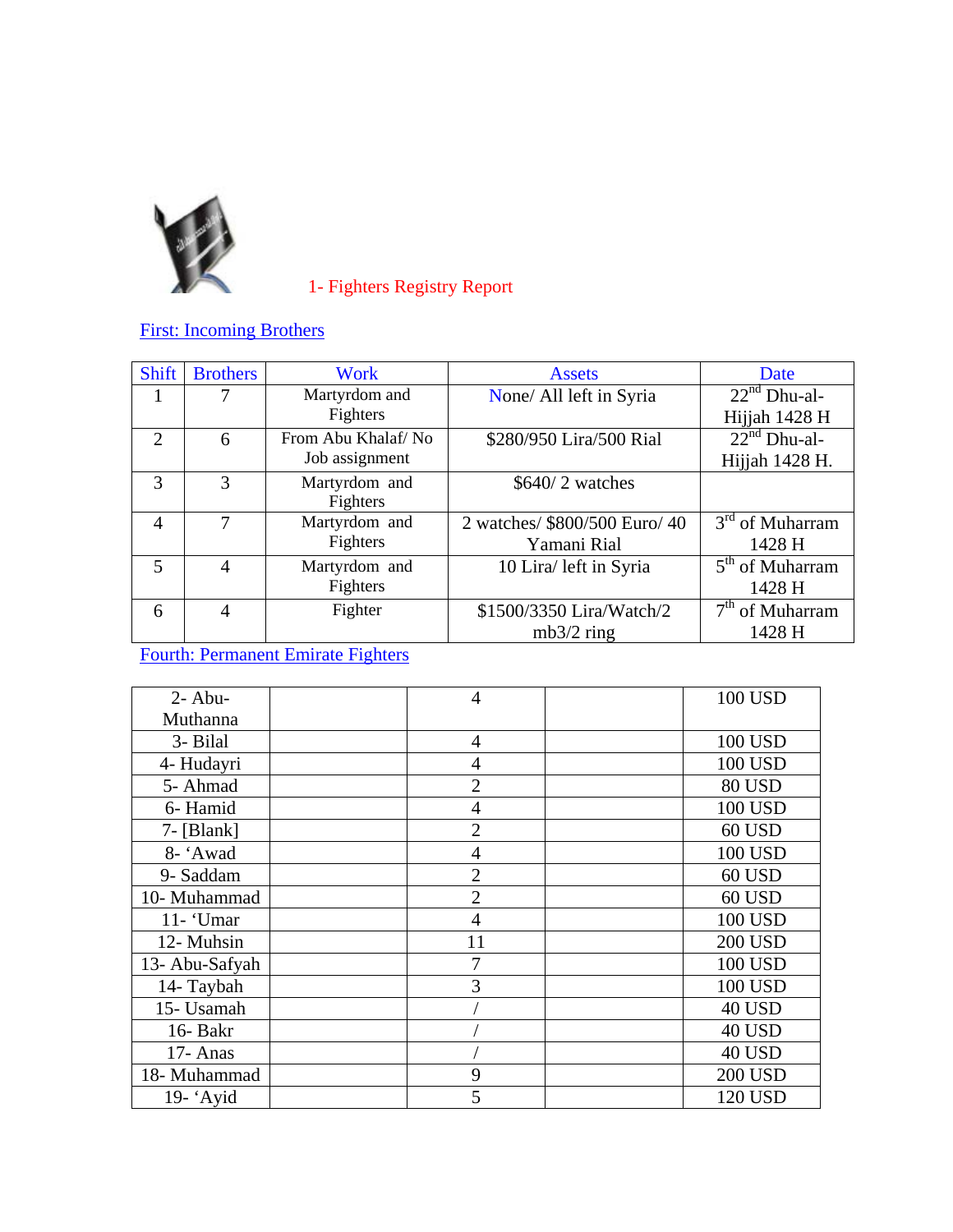## 1- Fighters Registry Report

First: Incoming Brothers

| Shift | Brothers | Work | Assets | Date |
|---|---|---|---|---|
| 1 | 7 | Martyrdom and Fighters | None/ All left in Syria | 22nd Dhu-al-Hijjah 1428 H |
| 2 | 6 | From Abu Khalaf/ No Job assignment | $280/950 Lira/500 Rial | 22nd Dhu-al-Hijjah 1428 H. |
| 3 | 3 | Martyrdom and Fighters | $640/ 2 watches | |
| 4 | 7 | Martyrdom and Fighters | 2 watches/ $800/500 Euro/ 40 Yamani Rial | 3rd of Muharram 1428 H |
| 5 | 4 | Martyrdom and Fighters | 10 Lira/ left in Syria | 5th of Muharram 1428 H |
| 6 | 4 | Fighter | $1500/3350 Lira/Watch/2 mb3/2 ring | 7th of Muharram 1428 H |

Fourth: Permanent Emirate Fighters

| | | | | |
|---|---|---|---|---|
| 2- Abu-Muthanna | | 4 | | 100 USD |
| 3- Bilal | | 4 | | 100 USD |
| 4- Hudayri | | 4 | | 100 USD |
| 5- Ahmad | | 2 | | 80 USD |
| 6- Hamid | | 4 | | 100 USD |
| 7- [Blank] | | 2 | | 60 USD |
| 8- ‘Awad | | 4 | | 100 USD |
| 9- Saddam | | 2 | | 60 USD |
| 10- Muhammad | | 2 | | 60 USD |
| 11- ‘Umar | | 4 | | 100 USD |
| 12- Muhsin | | 11 | | 200 USD |
| 13- Abu-Safyah | | 7 | | 100 USD |
| 14- Taybah | | 3 | | 100 USD |
| 15- Usamah | | / | | 40 USD |
| 16- Bakr | | / | | 40 USD |
| 17- Anas | | / | | 40 USD |
| 18- Muhammad | | 9 | | 200 USD |
| 19- ‘Ayid | | 5 | | 120 USD |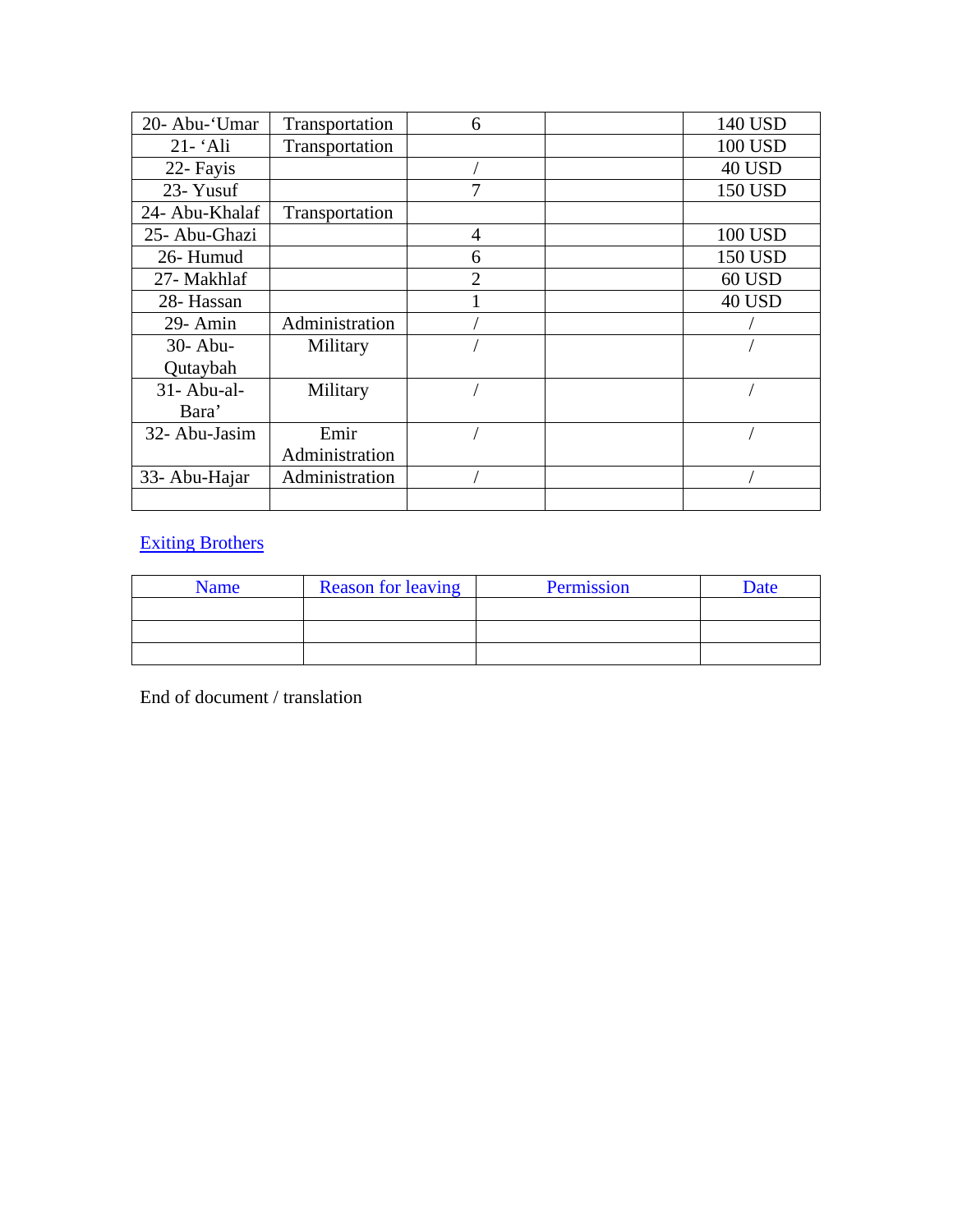| | | | | |
|---|---|---|---|---|
| 20- Abu-'Umar | Transportation | 6 | | 140 USD |
| 21- 'Ali | Transportation | | | 100 USD |
| 22- Fayis | | / | | 40 USD |
| 23- Yusuf | | 7 | | 150 USD |
| 24- Abu-Khalaf | Transportation | | | |
| 25- Abu-Ghazi | | 4 | | 100 USD |
| 26- Humud | | 6 | | 150 USD |
| 27- Makhlaf | | 2 | | 60 USD |
| 28- Hassan | | 1 | | 40 USD |
| 29- Amin | Administration | / | | / |
| 30- Abu-Qutaybah | Military | / | | / |
| 31- Abu-al-Bara' | Military | / | | / |
| 32- Abu-Jasim | Emir Administration | / | | / |
| 33- Abu-Hajar | Administration | / | | / |
| | | | | |

Exiting Brothers

| Name | Reason for leaving | Permission | Date |
|---|---|---|---|
| | | | |
| | | | |
| | | | |

End of document / translation